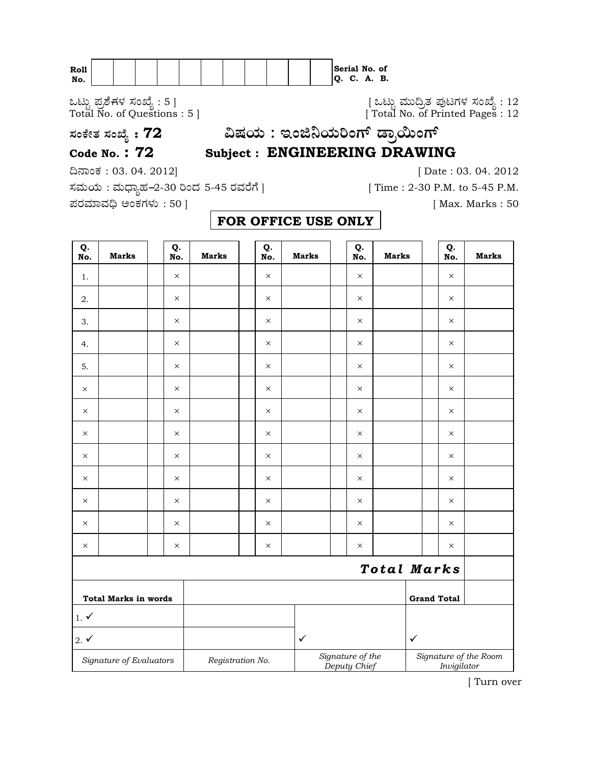| Roll No. | | | | | | | | | | | | Serial No. of Q. C. A. B. |
|---|---|---|---|---|---|---|---|---|---|---|---|---|

ಒಟ್ಟು ಪ್ರಶೆಗಳ ಸಂಖ್ಯೆ : 5 ]
Total No. of Questions : 5 ]

[ ಒಟ್ಟು ಮುದ್ರಿತ ಪುಟಗಳ ಸಂಖ್ಯೆ : 12
[ Total No. of Printed Pages : 12

**ಸಂಕೇತ ಸಂಖ್ಯೆ : 72** **ವಿಷಯ : ಇಂಜಿನಿಯರಿಂಗ್ ಡ್ರಾಯಿಂಗ್**

**Code No. : 72** **Subject : ENGINEERING DRAWING**

ದಿನಾಂಕ : 03. 04. 2012] [ Date : 03. 04. 2012

ಸಮಯ : ಮಧ್ಯಾಹ–2-30 ರಿಂದ 5-45 ರವರೆಗೆ ] [ Time : 2-30 P.M. to 5-45 P.M.

ಪರಮಾವಧಿ ಅಂಕಗಳು : 50 ] [ Max. Marks : 50

**FOR OFFICE USE ONLY**

| Q. No. | Marks | Q. No. | Marks | Q. No. | Marks | Q. No. | Marks | Q. No. | Marks |
|---|---|---|---|---|---|---|---|---|---|
| 1. | | × | | × | | × | | × | |
| 2. | | × | | × | | × | | × | |
| 3. | | × | | × | | × | | × | |
| 4. | | × | | × | | × | | × | |
| 5. | | × | | × | | × | | × | |
| × | | × | | × | | × | | × | |
| × | | × | | × | | × | | × | |
| × | | × | | × | | × | | × | |
| × | | × | | × | | × | | × | |
| × | | × | | × | | × | | × | |
| × | | × | | × | | × | | × | |
| × | | × | | × | | × | | × | |
| × | | × | | × | | × | | × | |
| | | | | | | | | ***Total Marks*** | |

| **Total Marks in words** | | | **Grand Total** | |
|---|---|---|---|---|
| 1. ✓ | | | | |
| 2. ✓ | | ✓ | ✓ | |
| *Signature of Evaluators* | *Registration No.* | *Signature of the Deputy Chief* | *Signature of the Room Invigilator* | |

[ Turn over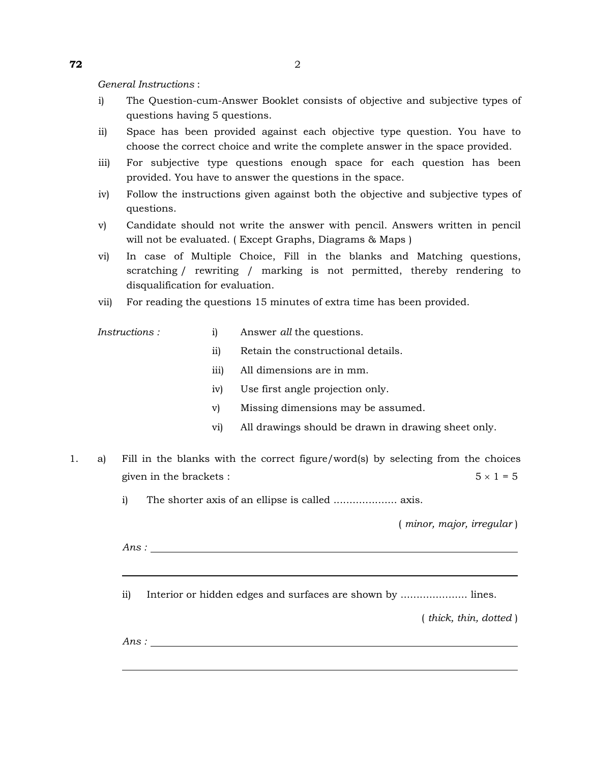*General Instructions* :

i) The Question-cum-Answer Booklet consists of objective and subjective types of questions having 5 questions.

ii) Space has been provided against each objective type question. You have to choose the correct choice and write the complete answer in the space provided.

iii) For subjective type questions enough space for each question has been provided. You have to answer the questions in the space.

iv) Follow the instructions given against both the objective and subjective types of questions.

v) Candidate should not write the answer with pencil. Answers written in pencil will not be evaluated. ( Except Graphs, Diagrams & Maps )

vi) In case of Multiple Choice, Fill in the blanks and Matching questions, scratching / rewriting / marking is not permitted, thereby rendering to disqualification for evaluation.

vii) For reading the questions 15 minutes of extra time has been provided.

*Instructions :*

i) Answer *all* the questions.

ii) Retain the constructional details.

iii) All dimensions are in mm.

iv) Use first angle projection only.

v) Missing dimensions may be assumed.

vi) All drawings should be drawn in drawing sheet only.

1. a) Fill in the blanks with the correct figure/word(s) by selecting from the choices given in the brackets : $5 \times 1 = 5$

i) The shorter axis of an ellipse is called .................... axis.

( *minor, major, irregular* )

*Ans :* ______________________________________________

______________________________________________

ii) Interior or hidden edges and surfaces are shown by ..................... lines.

( *thick, thin, dotted* )

*Ans :* ______________________________________________

______________________________________________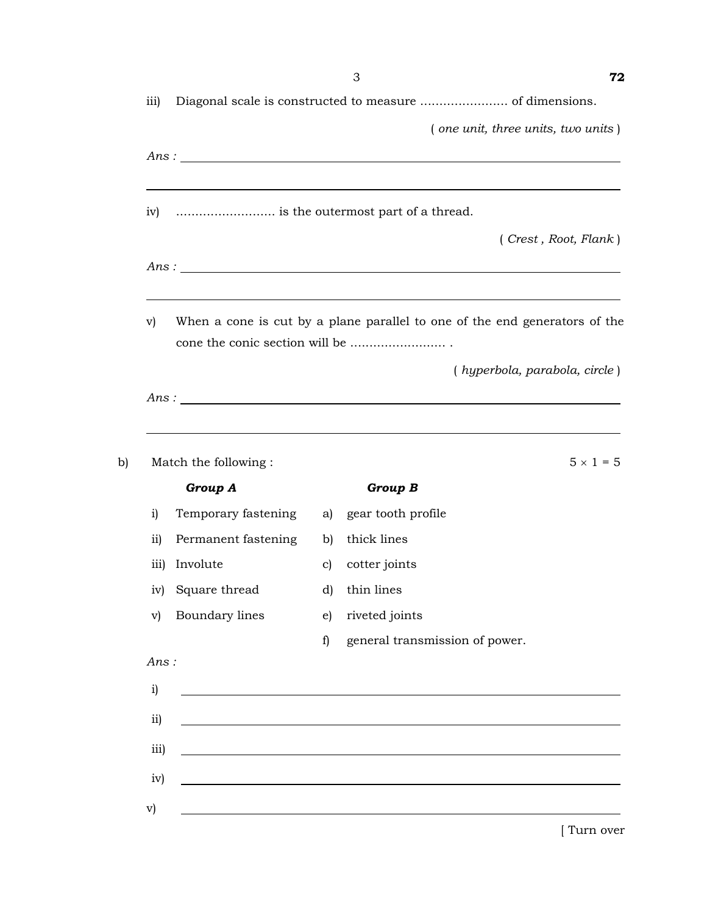iii) Diagonal scale is constructed to measure ....................... of dimensions.

( *one unit, three units, two units* )

*Ans :* ______________________________

iv) .......................... is the outermost part of a thread.

( *Crest , Root, Flank* )

*Ans :* ______________________________

v) When a cone is cut by a plane parallel to one of the end generators of the cone the conic section will be ......................... .

( *hyperbola, parabola, circle* )

*Ans :* ______________________________

b) Match the following : $5 \times 1 = 5$

| | ***Group A*** | | ***Group B*** |
|---|---|---|---|
| i) | Temporary fastening | a) | gear tooth profile |
| ii) | Permanent fastening | b) | thick lines |
| iii) | Involute | c) | cotter joints |
| iv) | Square thread | d) | thin lines |
| v) | Boundary lines | e) | riveted joints |
| | | f) | general transmission of power. |

*Ans :*

i) ______________________________

ii) ______________________________

iii) ______________________________

iv) ______________________________

v) ______________________________

[ Turn over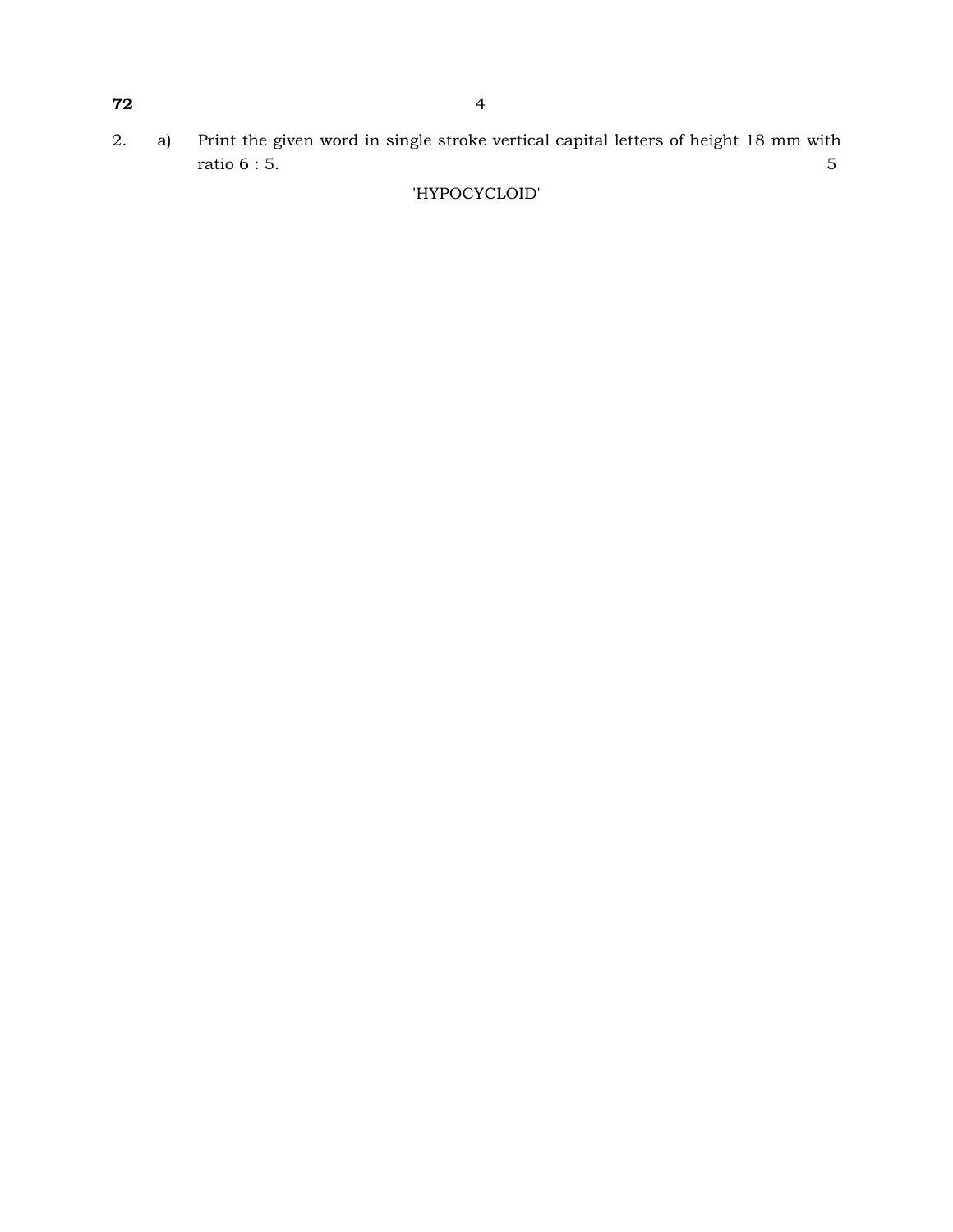2. a) Print the given word in single stroke vertical capital letters of height 18 mm with ratio 6 : 5. 5

'HYPOCYCLOID'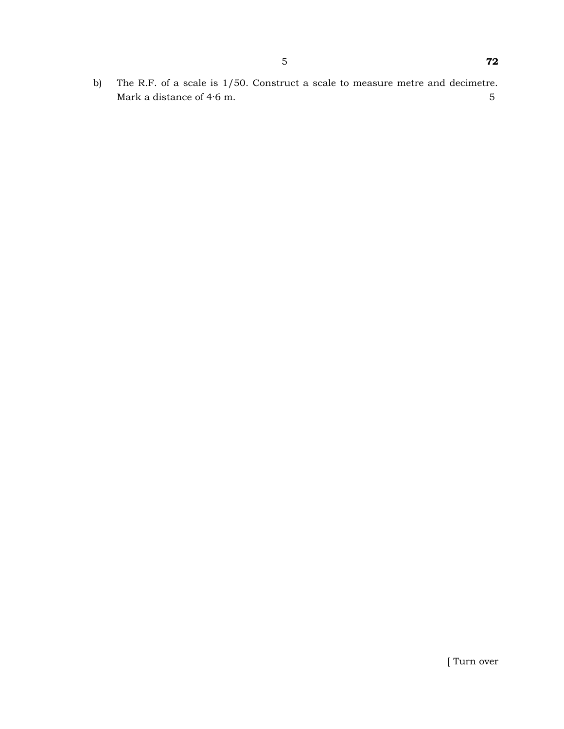b) The R.F. of a scale is 1/50. Construct a scale to measure metre and decimetre. Mark a distance of 4·6 m. 5

[ Turn over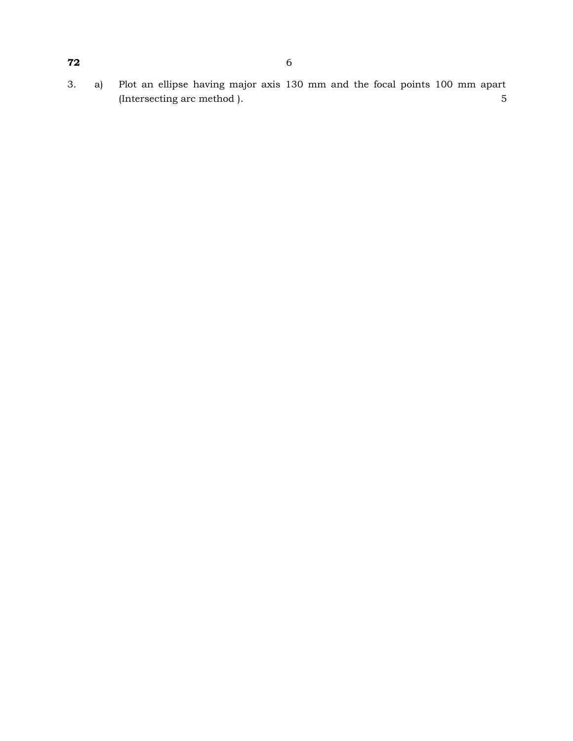3. a) Plot an ellipse having major axis 130 mm and the focal points 100 mm apart (Intersecting arc method ). 5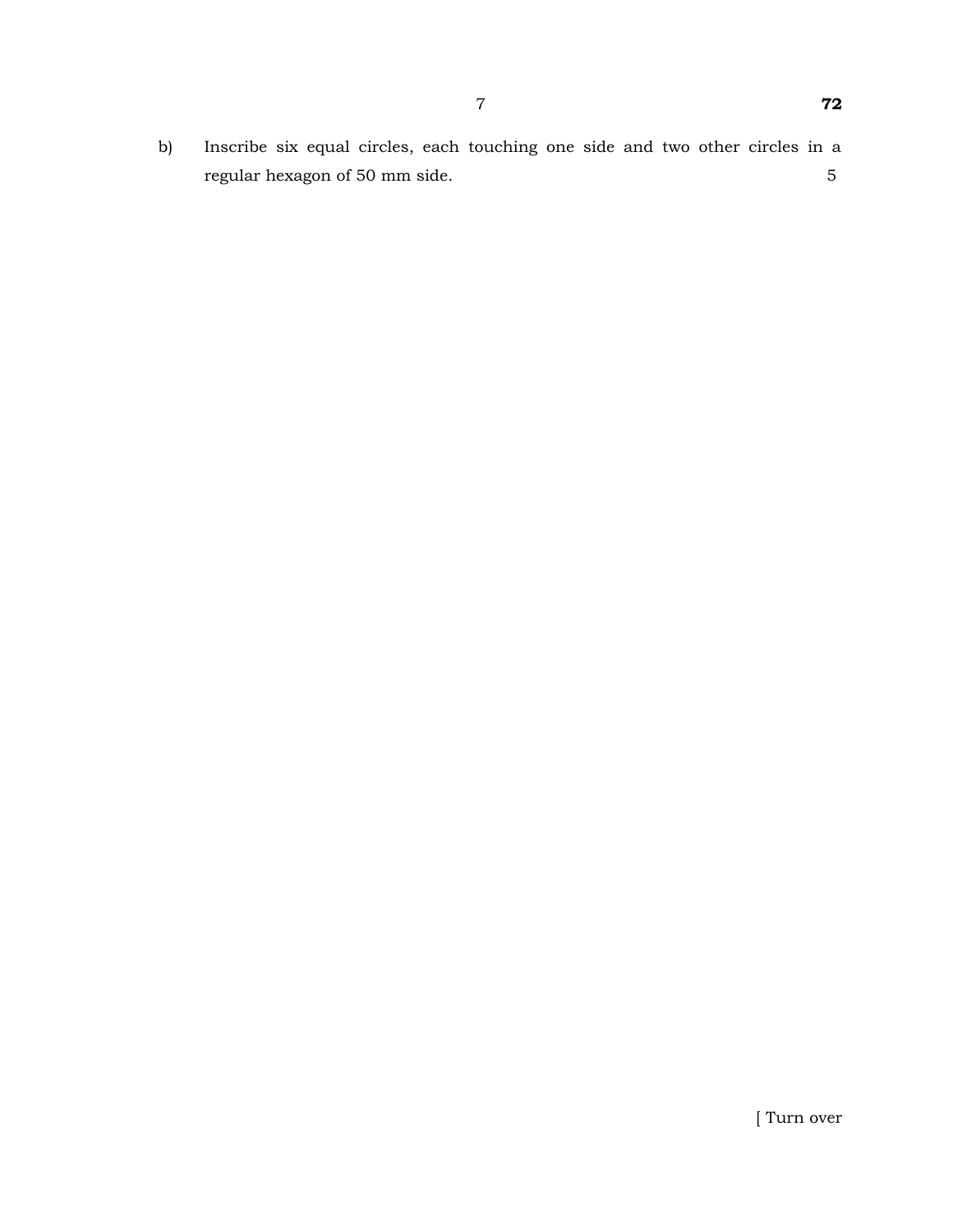b) Inscribe six equal circles, each touching one side and two other circles in a regular hexagon of 50 mm side. 5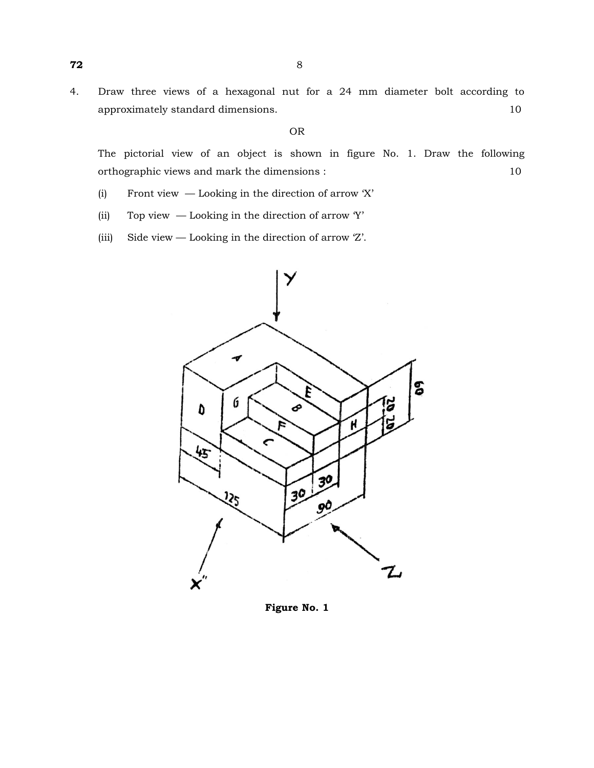4. Draw three views of a hexagonal nut for a 24 mm diameter bolt according to approximately standard dimensions. 10

OR

The pictorial view of an object is shown in figure No. 1. Draw the following orthographic views and mark the dimensions : 10

(i) Front view — Looking in the direction of arrow 'X'

(ii) Top view — Looking in the direction of arrow 'Y'

(iii) Side view — Looking in the direction of arrow 'Z'.

**Figure No. 1**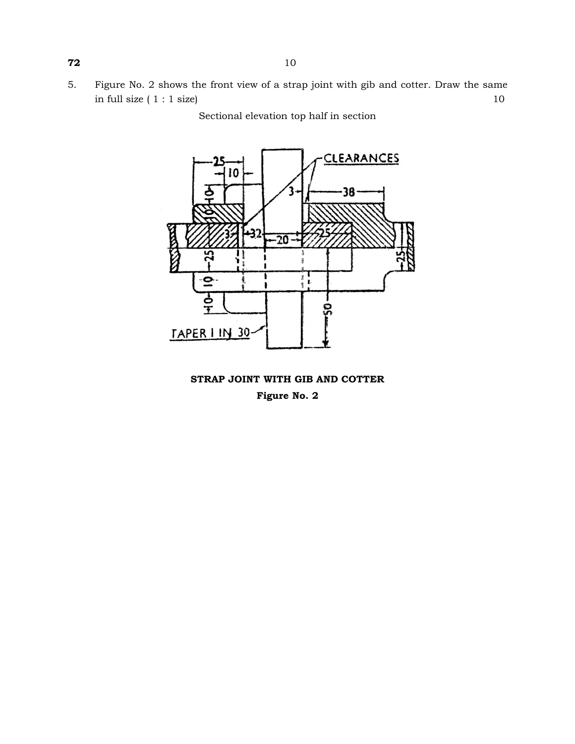**72**

5. Figure No. 2 shows the front view of a strap joint with gib and cotter. Draw the same in full size ( 1 : 1 size) 10

Sectional elevation top half in section

**STRAP JOINT WITH GIB AND COTTER**

**Figure No. 2**